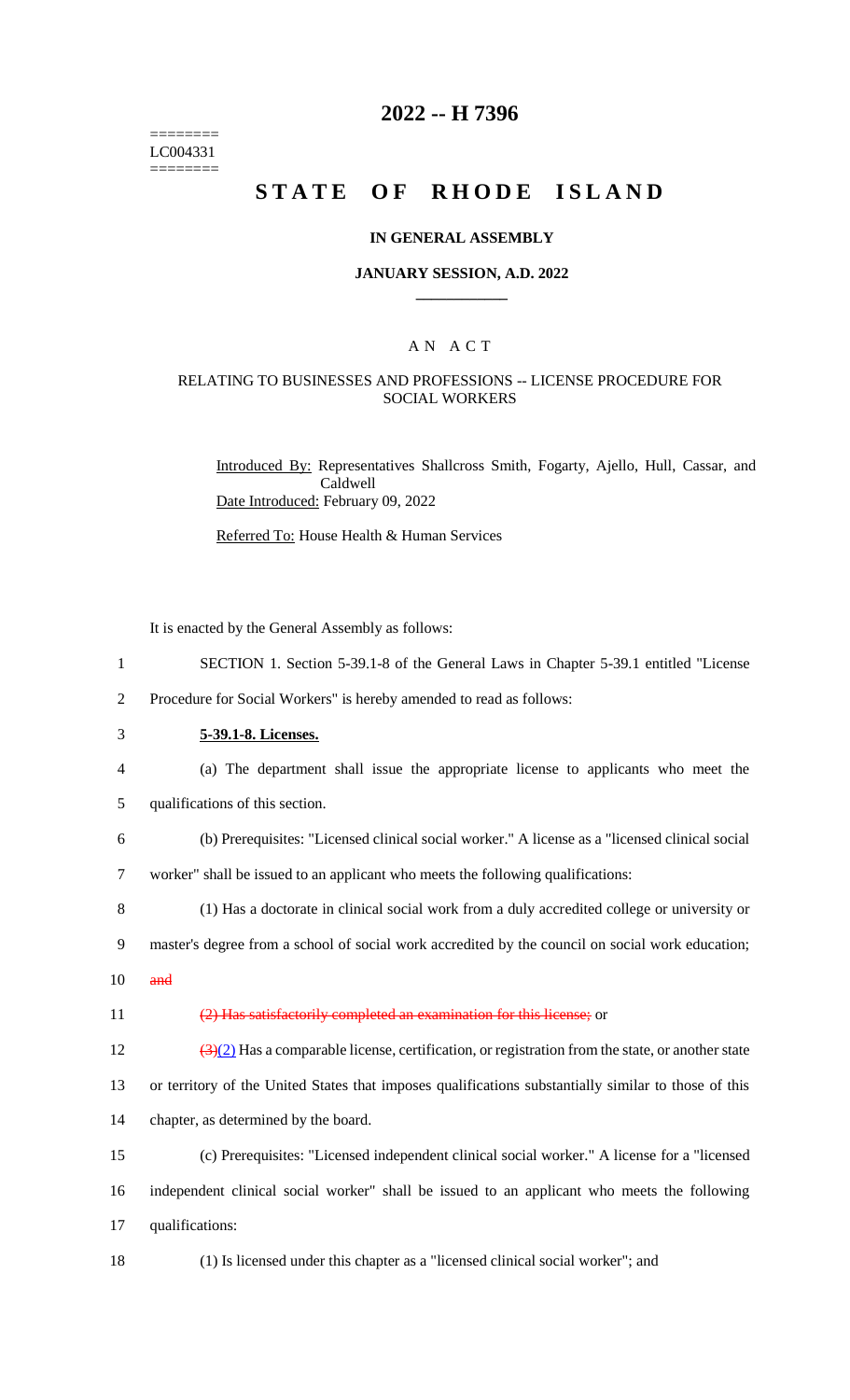========
LC004331
========

# 2022 -- H 7396

# STATE OF RHODE ISLAND

## IN GENERAL ASSEMBLY

### JANUARY SESSION, A.D. 2022

---

### A N A C T

### RELATING TO BUSINESSES AND PROFESSIONS -- LICENSE PROCEDURE FOR SOCIAL WORKERS

Introduced By: Representatives Shallcross Smith, Fogarty, Ajello, Hull, Cassar, and Caldwell

Date Introduced: February 09, 2022

Referred To: House Health & Human Services

It is enacted by the General Assembly as follows:

1 SECTION 1. Section 5-39.1-8 of the General Laws in Chapter 5-39.1 entitled "License
2 Procedure for Social Workers" is hereby amended to read as follows:

3 **5-39.1-8. Licenses.**

4 (a) The department shall issue the appropriate license to applicants who meet the
5 qualifications of this section.

6 (b) Prerequisites: "Licensed clinical social worker." A license as a "licensed clinical social
7 worker" shall be issued to an applicant who meets the following qualifications:

8 (1) Has a doctorate in clinical social work from a duly accredited college or university or
9 master's degree from a school of social work accredited by the council on social work education;
10 ~~and~~

11 ~~(2) Has satisfactorily completed an examination for this license;~~ or

12 ~~(3)~~(2) Has a comparable license, certification, or registration from the state, or another state
13 or territory of the United States that imposes qualifications substantially similar to those of this
14 chapter, as determined by the board.

15 (c) Prerequisites: "Licensed independent clinical social worker." A license for a "licensed
16 independent clinical social worker" shall be issued to an applicant who meets the following
17 qualifications:

18 (1) Is licensed under this chapter as a "licensed clinical social worker"; and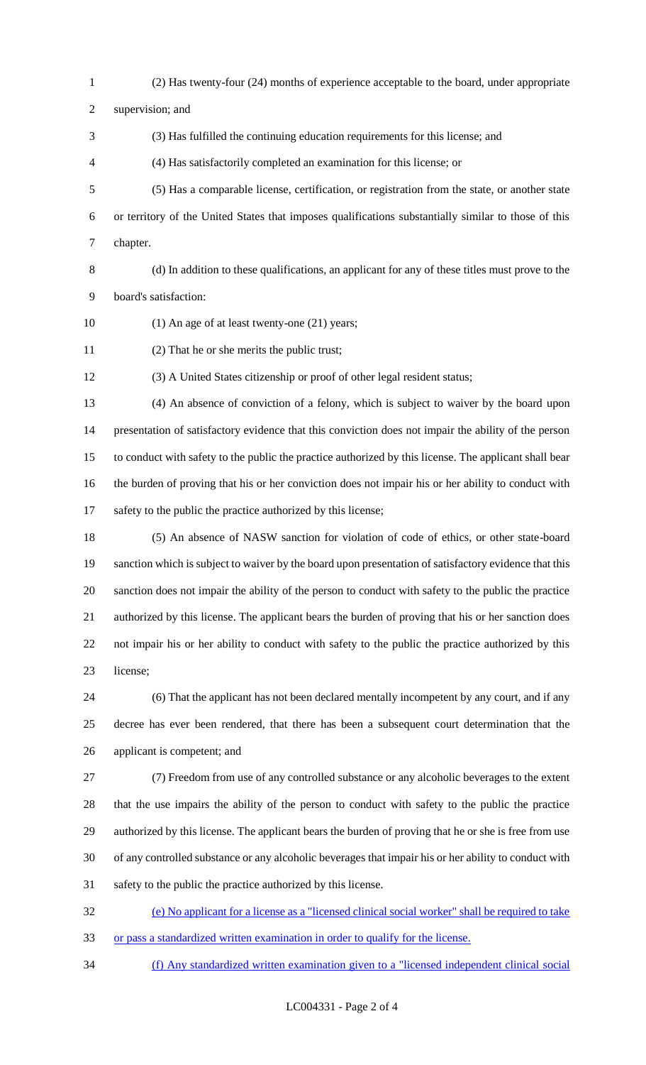(2) Has twenty-four (24) months of experience acceptable to the board, under appropriate supervision; and

(3) Has fulfilled the continuing education requirements for this license; and

(4) Has satisfactorily completed an examination for this license; or

(5) Has a comparable license, certification, or registration from the state, or another state or territory of the United States that imposes qualifications substantially similar to those of this chapter.

(d) In addition to these qualifications, an applicant for any of these titles must prove to the board's satisfaction:

(1) An age of at least twenty-one (21) years;

(2) That he or she merits the public trust;

(3) A United States citizenship or proof of other legal resident status;

(4) An absence of conviction of a felony, which is subject to waiver by the board upon presentation of satisfactory evidence that this conviction does not impair the ability of the person to conduct with safety to the public the practice authorized by this license. The applicant shall bear the burden of proving that his or her conviction does not impair his or her ability to conduct with safety to the public the practice authorized by this license;

(5) An absence of NASW sanction for violation of code of ethics, or other state-board sanction which is subject to waiver by the board upon presentation of satisfactory evidence that this sanction does not impair the ability of the person to conduct with safety to the public the practice authorized by this license. The applicant bears the burden of proving that his or her sanction does not impair his or her ability to conduct with safety to the public the practice authorized by this license;

(6) That the applicant has not been declared mentally incompetent by any court, and if any decree has ever been rendered, that there has been a subsequent court determination that the applicant is competent; and

(7) Freedom from use of any controlled substance or any alcoholic beverages to the extent that the use impairs the ability of the person to conduct with safety to the public the practice authorized by this license. The applicant bears the burden of proving that he or she is free from use of any controlled substance or any alcoholic beverages that impair his or her ability to conduct with safety to the public the practice authorized by this license.

(e) No applicant for a license as a "licensed clinical social worker" shall be required to take or pass a standardized written examination in order to qualify for the license.

(f) Any standardized written examination given to a "licensed independent clinical social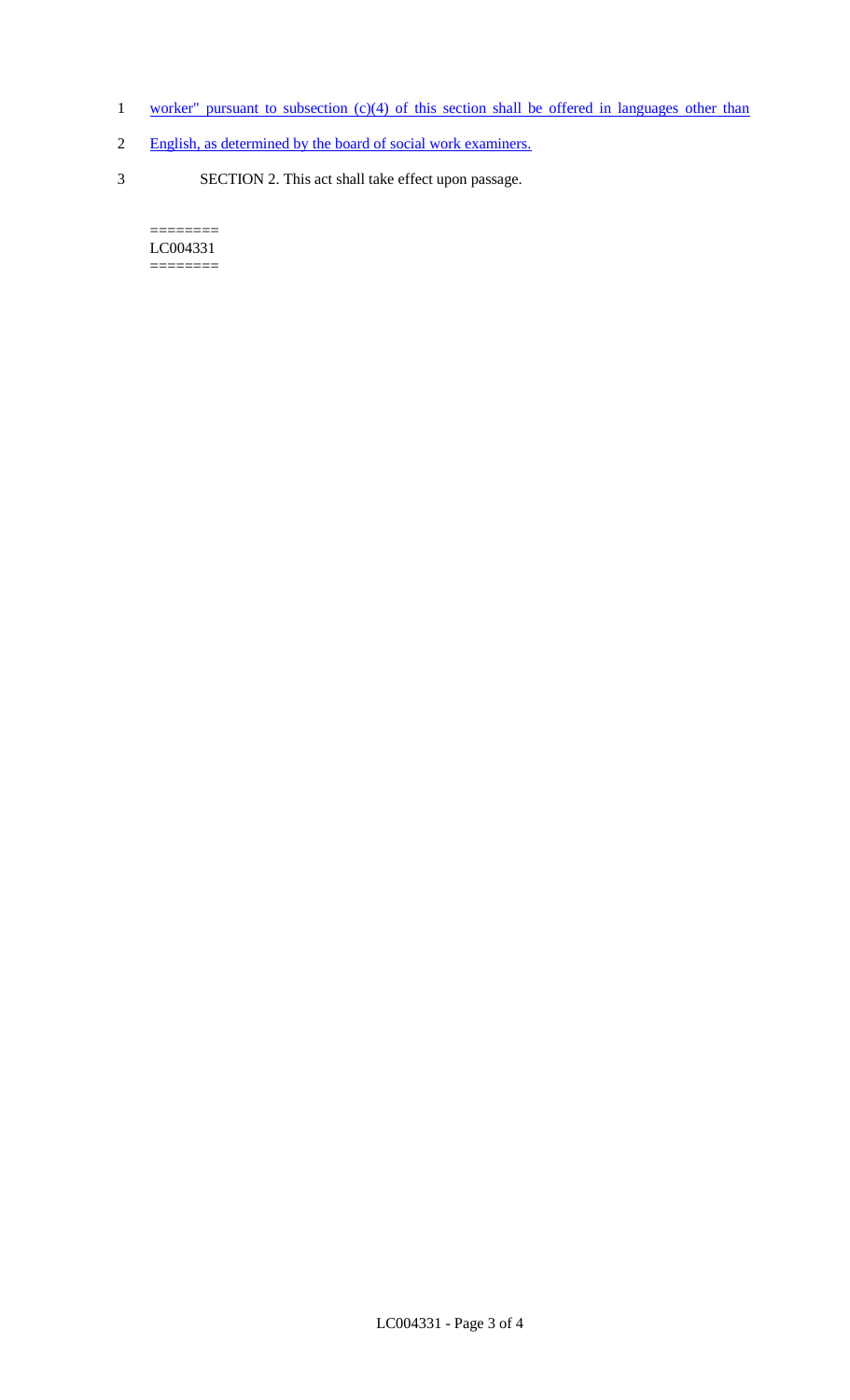worker" pursuant to subsection (c)(4) of this section shall be offered in languages other than English, as determined by the board of social work examiners.

SECTION 2. This act shall take effect upon passage.

========
LC004331
========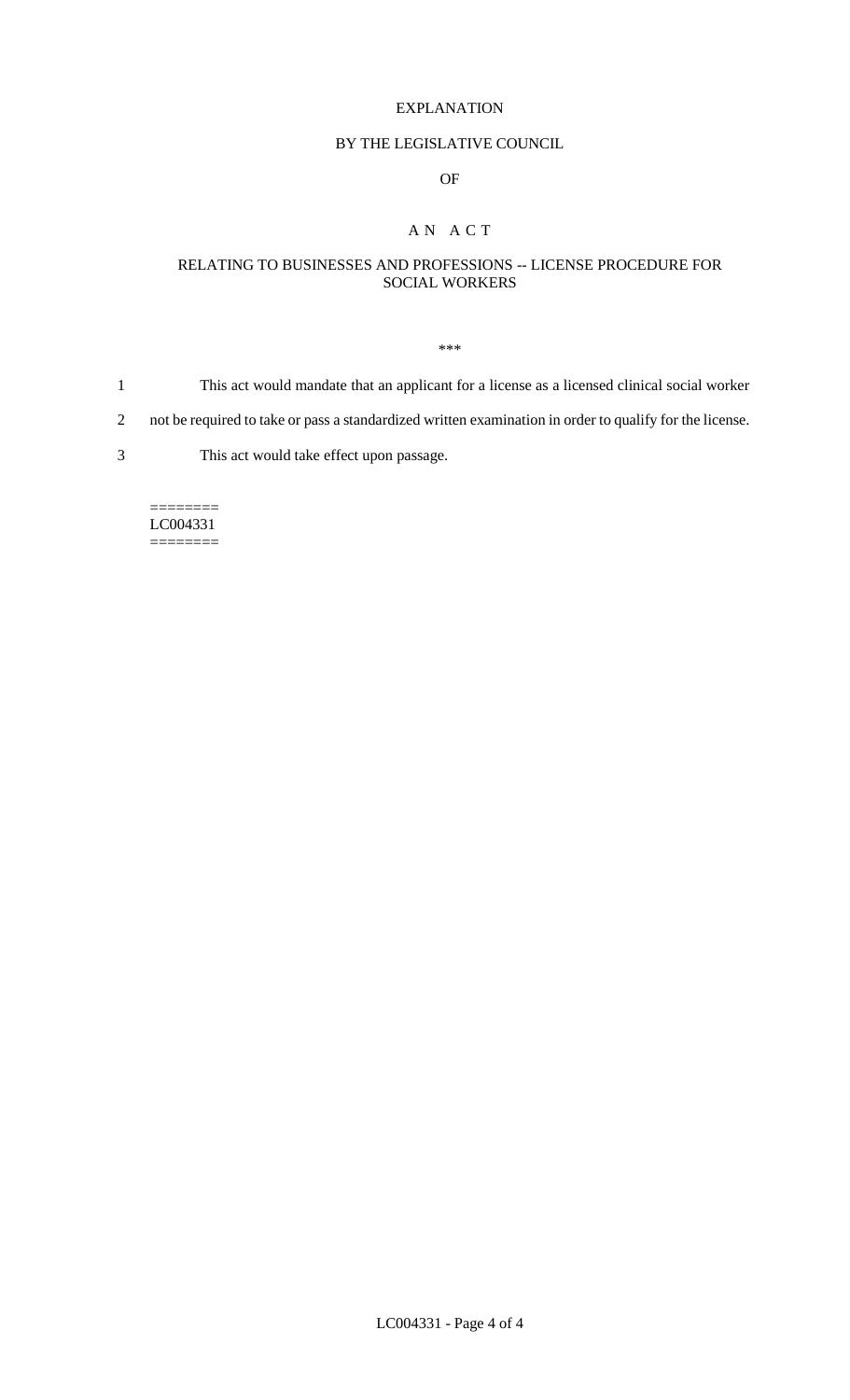EXPLANATION

BY THE LEGISLATIVE COUNCIL

OF

A N A C T

RELATING TO BUSINESSES AND PROFESSIONS -- LICENSE PROCEDURE FOR SOCIAL WORKERS

\*\*\*

1 This act would mandate that an applicant for a license as a licensed clinical social worker
2 not be required to take or pass a standardized written examination in order to qualify for the license.
3 This act would take effect upon passage.

========
LC004331
========